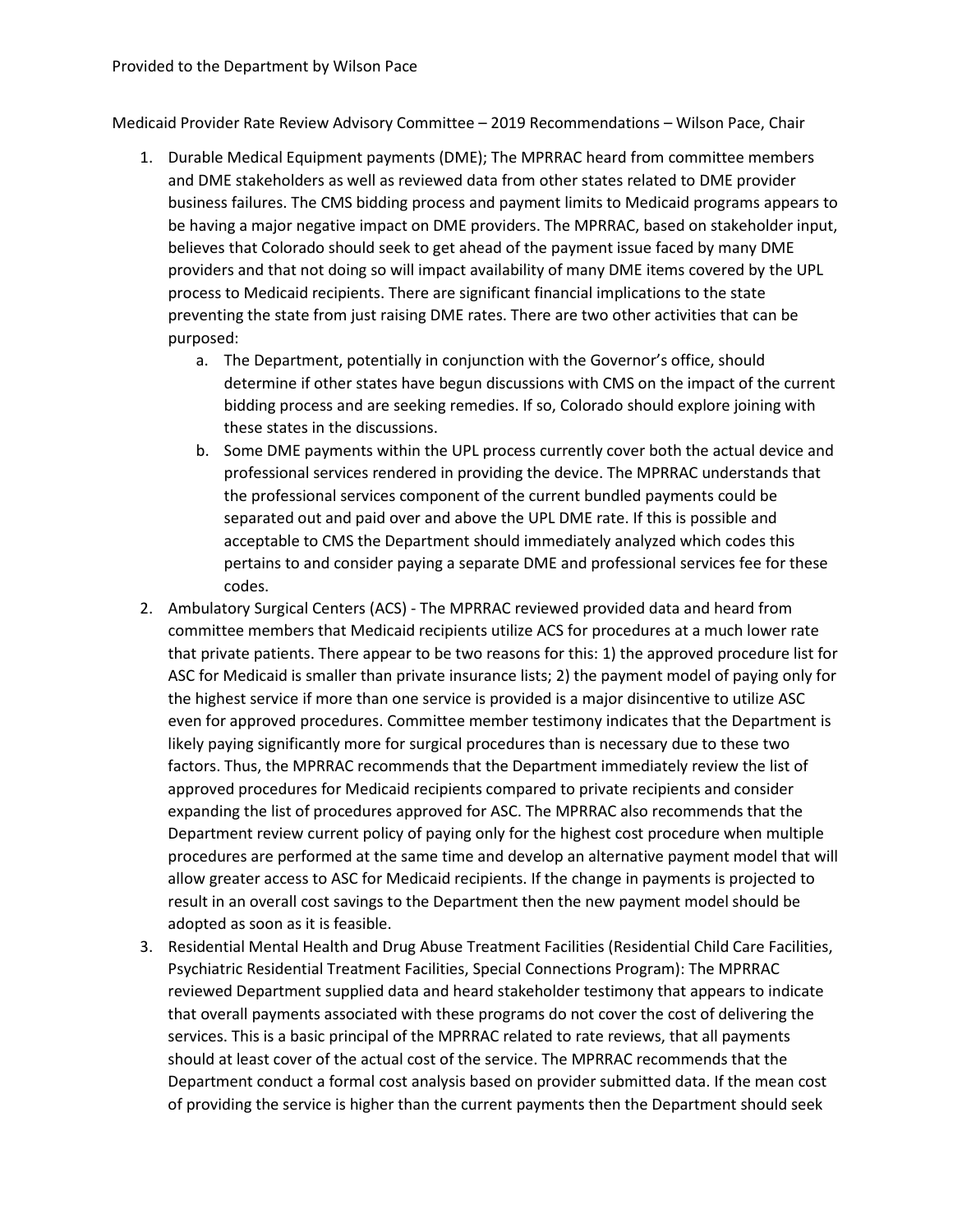Provided to the Department by Wilson Pace

Medicaid Provider Rate Review Advisory Committee – 2019 Recommendations – Wilson Pace, Chair

1. Durable Medical Equipment payments (DME); The MPRRAC heard from committee members and DME stakeholders as well as reviewed data from other states related to DME provider business failures. The CMS bidding process and payment limits to Medicaid programs appears to be having a major negative impact on DME providers. The MPRRAC, based on stakeholder input, believes that Colorado should seek to get ahead of the payment issue faced by many DME providers and that not doing so will impact availability of many DME items covered by the UPL process to Medicaid recipients. There are significant financial implications to the state preventing the state from just raising DME rates. There are two other activities that can be purposed:
   a. The Department, potentially in conjunction with the Governor's office, should determine if other states have begun discussions with CMS on the impact of the current bidding process and are seeking remedies. If so, Colorado should explore joining with these states in the discussions.
   b. Some DME payments within the UPL process currently cover both the actual device and professional services rendered in providing the device. The MPRRAC understands that the professional services component of the current bundled payments could be separated out and paid over and above the UPL DME rate. If this is possible and acceptable to CMS the Department should immediately analyzed which codes this pertains to and consider paying a separate DME and professional services fee for these codes.
2. Ambulatory Surgical Centers (ACS) - The MPRRAC reviewed provided data and heard from committee members that Medicaid recipients utilize ACS for procedures at a much lower rate that private patients. There appear to be two reasons for this: 1) the approved procedure list for ASC for Medicaid is smaller than private insurance lists; 2) the payment model of paying only for the highest service if more than one service is provided is a major disincentive to utilize ASC even for approved procedures. Committee member testimony indicates that the Department is likely paying significantly more for surgical procedures than is necessary due to these two factors. Thus, the MPRRAC recommends that the Department immediately review the list of approved procedures for Medicaid recipients compared to private recipients and consider expanding the list of procedures approved for ASC. The MPRRAC also recommends that the Department review current policy of paying only for the highest cost procedure when multiple procedures are performed at the same time and develop an alternative payment model that will allow greater access to ASC for Medicaid recipients. If the change in payments is projected to result in an overall cost savings to the Department then the new payment model should be adopted as soon as it is feasible.
3. Residential Mental Health and Drug Abuse Treatment Facilities (Residential Child Care Facilities, Psychiatric Residential Treatment Facilities, Special Connections Program): The MPRRAC reviewed Department supplied data and heard stakeholder testimony that appears to indicate that overall payments associated with these programs do not cover the cost of delivering the services. This is a basic principal of the MPRRAC related to rate reviews, that all payments should at least cover of the actual cost of the service. The MPRRAC recommends that the Department conduct a formal cost analysis based on provider submitted data. If the mean cost of providing the service is higher than the current payments then the Department should seek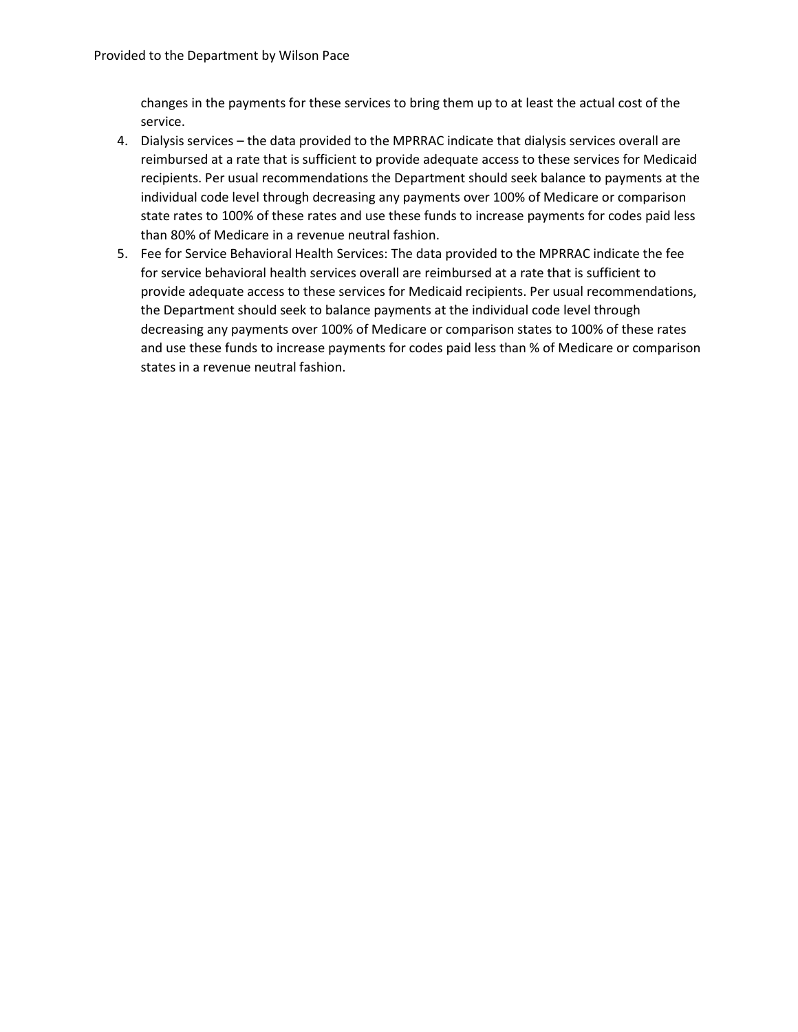changes in the payments for these services to bring them up to at least the actual cost of the service.

4. Dialysis services – the data provided to the MPRRAC indicate that dialysis services overall are reimbursed at a rate that is sufficient to provide adequate access to these services for Medicaid recipients. Per usual recommendations the Department should seek balance to payments at the individual code level through decreasing any payments over 100% of Medicare or comparison state rates to 100% of these rates and use these funds to increase payments for codes paid less than 80% of Medicare in a revenue neutral fashion.
5. Fee for Service Behavioral Health Services: The data provided to the MPRRAC indicate the fee for service behavioral health services overall are reimbursed at a rate that is sufficient to provide adequate access to these services for Medicaid recipients. Per usual recommendations, the Department should seek to balance payments at the individual code level through decreasing any payments over 100% of Medicare or comparison states to 100% of these rates and use these funds to increase payments for codes paid less than % of Medicare or comparison states in a revenue neutral fashion.